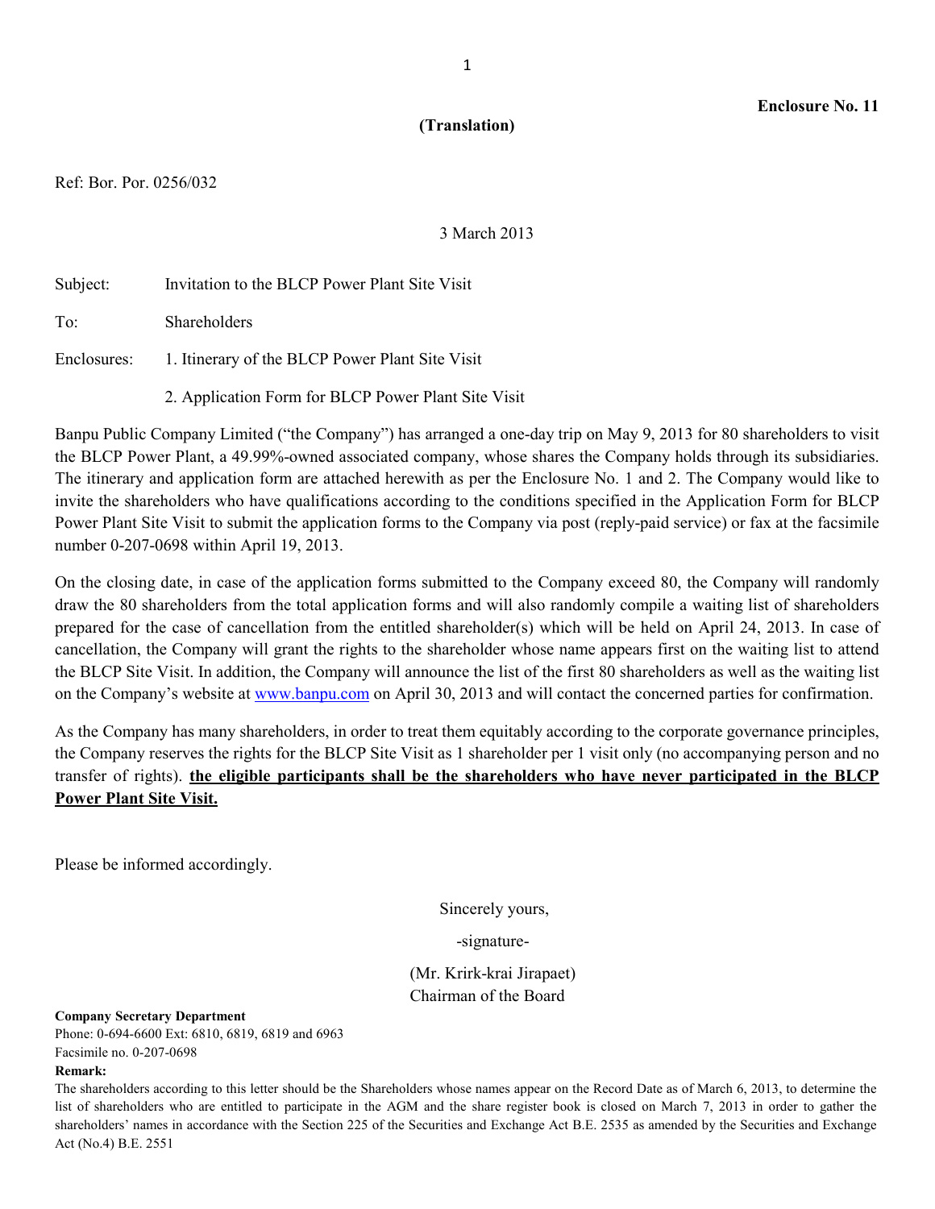**Enclosure No. 11**

**(Translation)**

Ref: Bor. Por. 0256/032

3 March 2013

Subject: Invitation to the BLCP Power Plant Site Visit

To: Shareholders

Enclosures: 1. Itinerary of the BLCP Power Plant Site Visit

2. Application Form for BLCP Power Plant Site Visit

Banpu Public Company Limited ("the Company") has arranged a one-day trip on May 9, 2013 for 80 shareholders to visit the BLCP Power Plant, a 49.99%-owned associated company, whose shares the Company holds through its subsidiaries. The itinerary and application form are attached herewith as per the Enclosure No. 1 and 2. The Company would like to invite the shareholders who have qualifications according to the conditions specified in the Application Form for BLCP Power Plant Site Visit to submit the application forms to the Company via post (reply-paid service) or fax at the facsimile number 0-207-0698 within April 19, 2013.

On the closing date, in case of the application forms submitted to the Company exceed 80, the Company will randomly draw the 80 shareholders from the total application forms and will also randomly compile a waiting list of shareholders prepared for the case of cancellation from the entitled shareholder(s) which will be held on April 24, 2013. In case of cancellation, the Company will grant the rights to the shareholder whose name appears first on the waiting list to attend the BLCP Site Visit. In addition, the Company will announce the list of the first 80 shareholders as well as the waiting list on the Company's website at [www.banpu.com](http://www.banpu.com) on April 30, 2013 and will contact the concerned parties for confirmation.

As the Company has many shareholders, in order to treat them equitably according to the corporate governance principles, the Company reserves the rights for the BLCP Site Visit as 1 shareholder per 1 visit only (no accompanying person and no transfer of rights). **the eligible participants shall be the shareholders who have never participated in the BLCP Power Plant Site Visit.**

Please be informed accordingly.

Sincerely yours,

-signature-

(Mr. Krirk-krai Jirapaet)
Chairman of the Board

**Company Secretary Department**
Phone: 0-694-6600 Ext: 6810, 6819, 6819 and 6963
Facsimile no. 0-207-0698

**Remark:**
The shareholders according to this letter should be the Shareholders whose names appear on the Record Date as of March 6, 2013, to determine the list of shareholders who are entitled to participate in the AGM and the share register book is closed on March 7, 2013 in order to gather the shareholders' names in accordance with the Section 225 of the Securities and Exchange Act B.E. 2535 as amended by the Securities and Exchange Act (No.4) B.E. 2551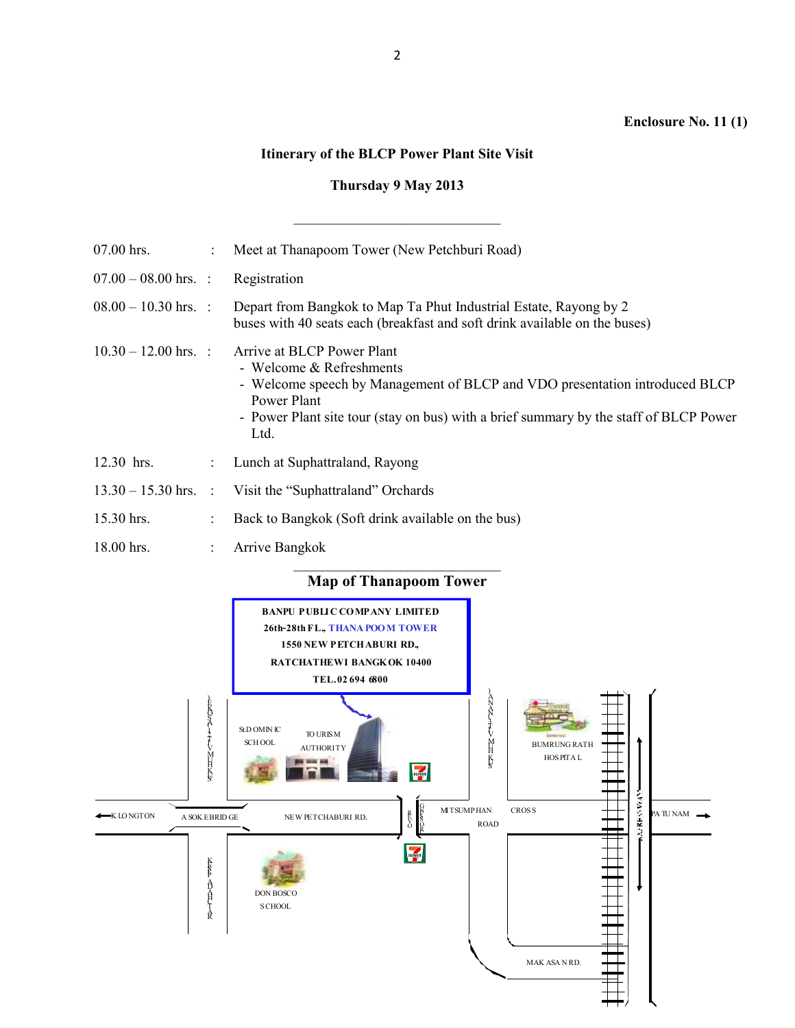**Enclosure No. 11 (1)**

## Itinerary of the BLCP Power Plant Site Visit

**Thursday 9 May 2013**

---

| | | |
|---|---|---|
| 07.00 hrs. | : | Meet at Thanapoom Tower (New Petchburi Road) |
| 07.00 – 08.00 hrs. | : | Registration |
| 08.00 – 10.30 hrs. | : | Depart from Bangkok to Map Ta Phut Industrial Estate, Rayong by 2 buses with 40 seats each (breakfast and soft drink available on the buses) |
| 10.30 – 12.00 hrs. | : | Arrive at BLCP Power Plant<br>- Welcome & Refreshments<br>- Welcome speech by Management of BLCP and VDO presentation introduced BLCP Power Plant<br>- Power Plant site tour (stay on bus) with a brief summary by the staff of BLCP Power Ltd. |
| 12.30 hrs. | : | Lunch at Suphattraland, Rayong |
| 13.30 – 15.30 hrs. | : | Visit the "Suphattraland" Orchards |
| 15.30 hrs. | : | Back to Bangkok (Soft drink available on the bus) |
| 18.00 hrs. | : | Arrive Bangkok |

---

## Map of Thanapoom Tower

**BANPU PUBLIC COMPANY LIMITED**
**26th-28th FL., THANA POOM TOWER**
**1550 NEW PETCHABURI RD.,**
**RATCHATHEWI BANGKOK 10400**
**TEL. 02 694 6800**

ST. DOMINIC SCHOOL
TOURISM AUTHORITY
BUMRUNG RATH HOSPITAL
KLONGTON
ASOKE BRIDGE
NEW PETCHABURI RD.
MITSUMPHAN ROAD
CROSS
PATUNAM
DON BOSCO SCHOOL
MAKASAN RD.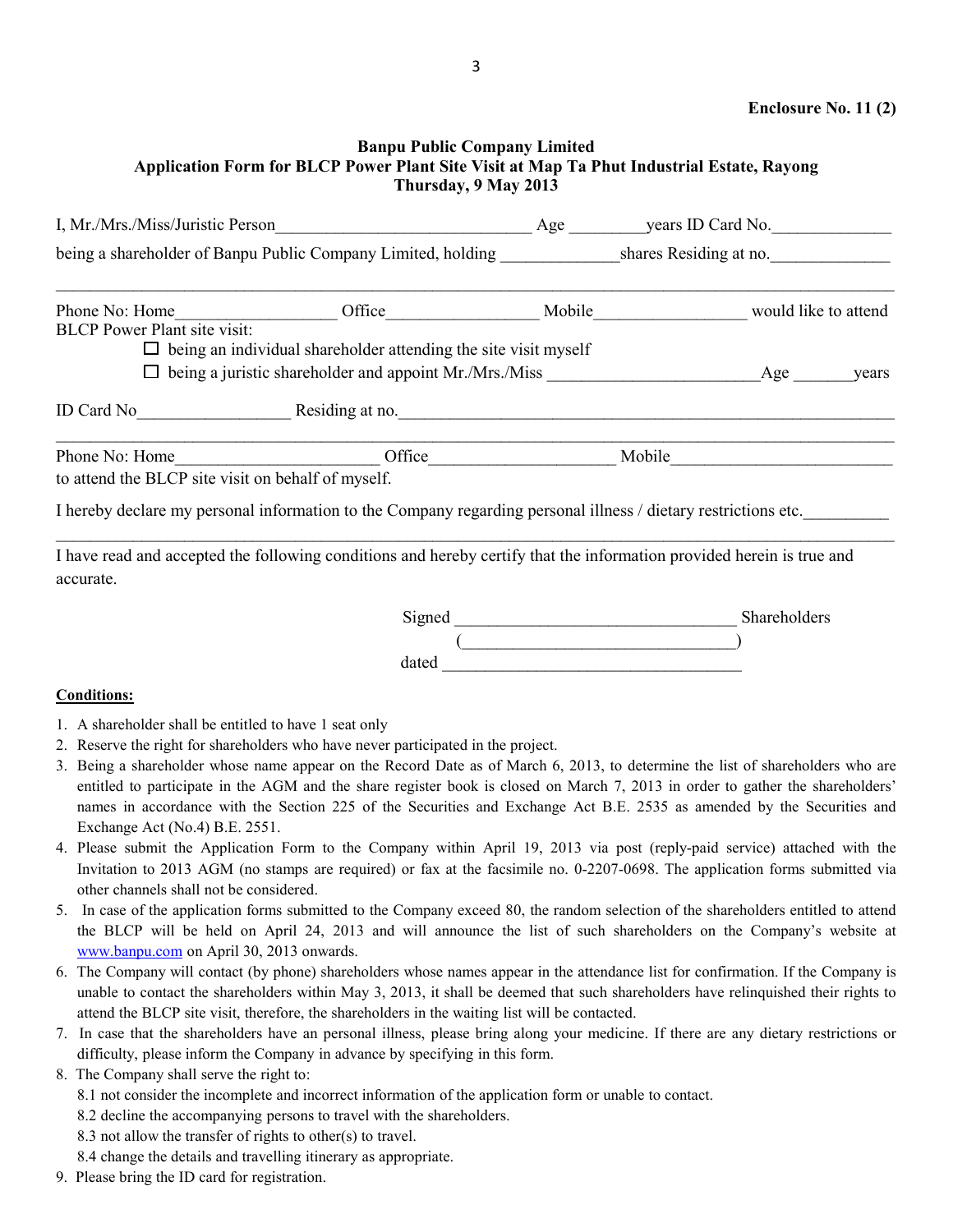**Enclosure No. 11 (2)**

**Banpu Public Company Limited**
**Application Form for BLCP Power Plant Site Visit at Map Ta Phut Industrial Estate, Rayong**
**Thursday, 9 May 2013**

I, Mr./Mrs./Miss/Juristic Person____________________________ Age ________years ID Card No.____________

being a shareholder of Banpu Public Company Limited, holding _____________shares Residing at no.____________

______________________________________________________________________________________

Phone No: Home_________________ Office________________ Mobile________________ would like to attend BLCP Power Plant site visit:

☐ being an individual shareholder attending the site visit myself

☐ being a juristic shareholder and appoint Mr./Mrs./Miss _______________________Age _______years

ID Card No_________________ Residing at no.______________________________________________________

______________________________________________________________________________________

Phone No: Home_____________________ Office____________________ Mobile________________________

to attend the BLCP site visit on behalf of myself.

I hereby declare my personal information to the Company regarding personal illness / dietary restrictions etc.__________

______________________________________________________________________________________

I have read and accepted the following conditions and hereby certify that the information provided herein is true and accurate.

Signed _______________________________ Shareholders

(_______________________________)

dated _________________________________

**Conditions:**

1. A shareholder shall be entitled to have 1 seat only
2. Reserve the right for shareholders who have never participated in the project.
3. Being a shareholder whose name appear on the Record Date as of March 6, 2013, to determine the list of shareholders who are entitled to participate in the AGM and the share register book is closed on March 7, 2013 in order to gather the shareholders' names in accordance with the Section 225 of the Securities and Exchange Act B.E. 2535 as amended by the Securities and Exchange Act (No.4) B.E. 2551.
4. Please submit the Application Form to the Company within April 19, 2013 via post (reply-paid service) attached with the Invitation to 2013 AGM (no stamps are required) or fax at the facsimile no. 0-2207-0698. The application forms submitted via other channels shall not be considered.
5. In case of the application forms submitted to the Company exceed 80, the random selection of the shareholders entitled to attend the BLCP will be held on April 24, 2013 and will announce the list of such shareholders on the Company's website at www.banpu.com on April 30, 2013 onwards.
6. The Company will contact (by phone) shareholders whose names appear in the attendance list for confirmation. If the Company is unable to contact the shareholders within May 3, 2013, it shall be deemed that such shareholders have relinquished their rights to attend the BLCP site visit, therefore, the shareholders in the waiting list will be contacted.
7. In case that the shareholders have an personal illness, please bring along your medicine. If there are any dietary restrictions or difficulty, please inform the Company in advance by specifying in this form.
8. The Company shall serve the right to:
   - 8.1 not consider the incomplete and incorrect information of the application form or unable to contact.
   - 8.2 decline the accompanying persons to travel with the shareholders.
   - 8.3 not allow the transfer of rights to other(s) to travel.
   - 8.4 change the details and travelling itinerary as appropriate.
9. Please bring the ID card for registration.